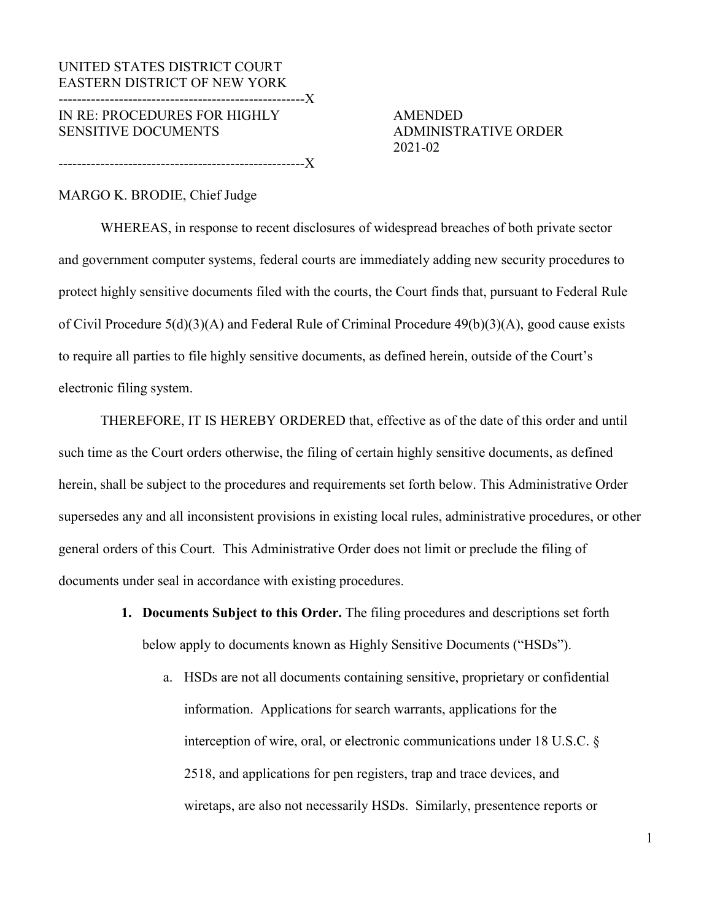UNITED STATES DISTRICT COURT
EASTERN DISTRICT OF NEW YORK

----------------------------------------------------X

IN RE: PROCEDURES FOR HIGHLY SENSITIVE DOCUMENTS

----------------------------------------------------X

AMENDED ADMINISTRATIVE ORDER 2021-02

MARGO K. BRODIE, Chief Judge

WHEREAS, in response to recent disclosures of widespread breaches of both private sector and government computer systems, federal courts are immediately adding new security procedures to protect highly sensitive documents filed with the courts, the Court finds that, pursuant to Federal Rule of Civil Procedure 5(d)(3)(A) and Federal Rule of Criminal Procedure 49(b)(3)(A), good cause exists to require all parties to file highly sensitive documents, as defined herein, outside of the Court's electronic filing system.

THEREFORE, IT IS HEREBY ORDERED that, effective as of the date of this order and until such time as the Court orders otherwise, the filing of certain highly sensitive documents, as defined herein, shall be subject to the procedures and requirements set forth below. This Administrative Order supersedes any and all inconsistent provisions in existing local rules, administrative procedures, or other general orders of this Court. This Administrative Order does not limit or preclude the filing of documents under seal in accordance with existing procedures.

1. **Documents Subject to this Order.** The filing procedures and descriptions set forth below apply to documents known as Highly Sensitive Documents ("HSDs").
   a. HSDs are not all documents containing sensitive, proprietary or confidential information. Applications for search warrants, applications for the interception of wire, oral, or electronic communications under 18 U.S.C. § 2518, and applications for pen registers, trap and trace devices, and wiretaps, are also not necessarily HSDs. Similarly, presentence reports or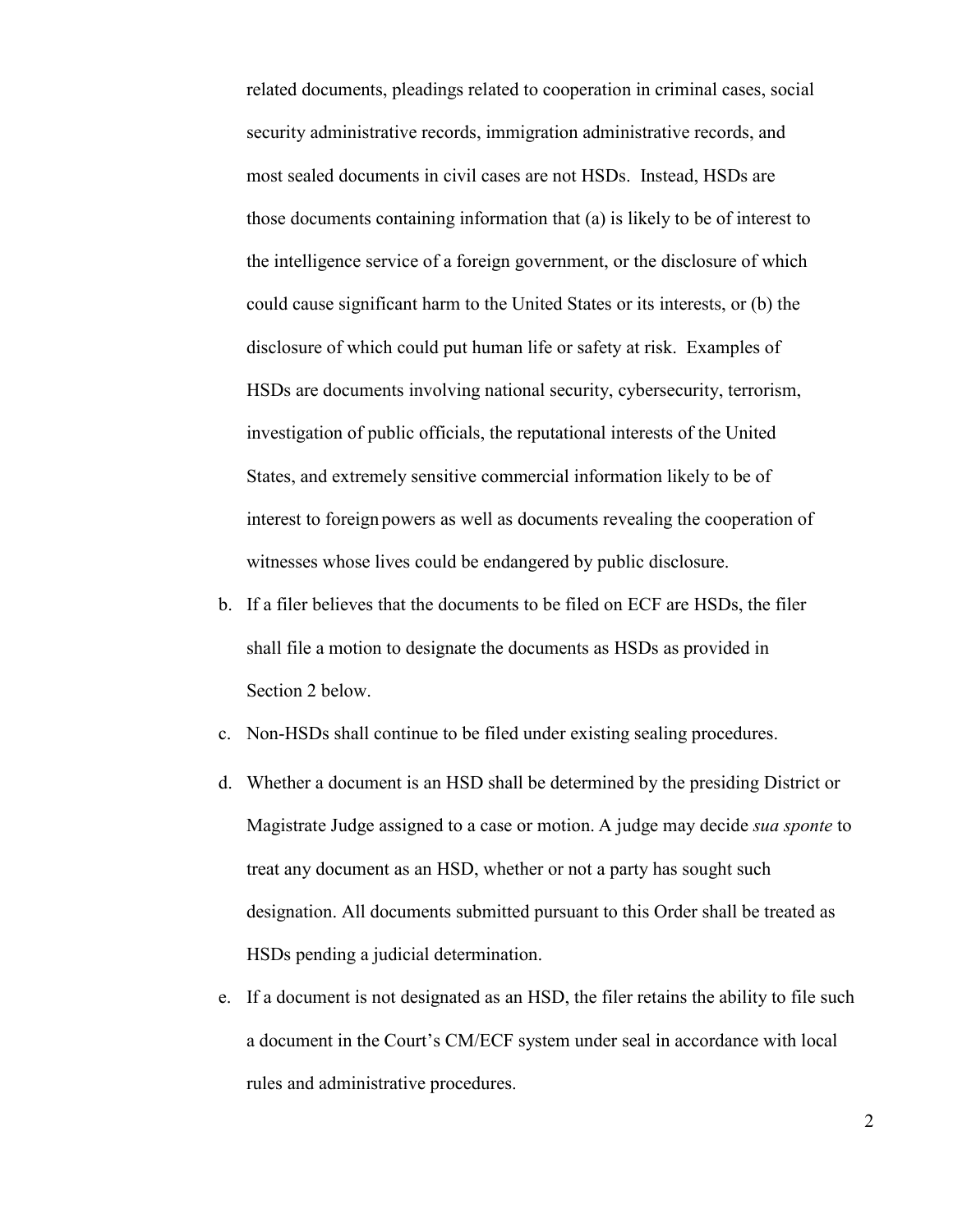related documents, pleadings related to cooperation in criminal cases, social security administrative records, immigration administrative records, and most sealed documents in civil cases are not HSDs. Instead, HSDs are those documents containing information that (a) is likely to be of interest to the intelligence service of a foreign government, or the disclosure of which could cause significant harm to the United States or its interests, or (b) the disclosure of which could put human life or safety at risk. Examples of HSDs are documents involving national security, cybersecurity, terrorism, investigation of public officials, the reputational interests of the United States, and extremely sensitive commercial information likely to be of interest to foreign powers as well as documents revealing the cooperation of witnesses whose lives could be endangered by public disclosure.

b. If a filer believes that the documents to be filed on ECF are HSDs, the filer shall file a motion to designate the documents as HSDs as provided in Section 2 below.

c. Non-HSDs shall continue to be filed under existing sealing procedures.

d. Whether a document is an HSD shall be determined by the presiding District or Magistrate Judge assigned to a case or motion. A judge may decide *sua sponte* to treat any document as an HSD, whether or not a party has sought such designation. All documents submitted pursuant to this Order shall be treated as HSDs pending a judicial determination.

e. If a document is not designated as an HSD, the filer retains the ability to file such a document in the Court's CM/ECF system under seal in accordance with local rules and administrative procedures.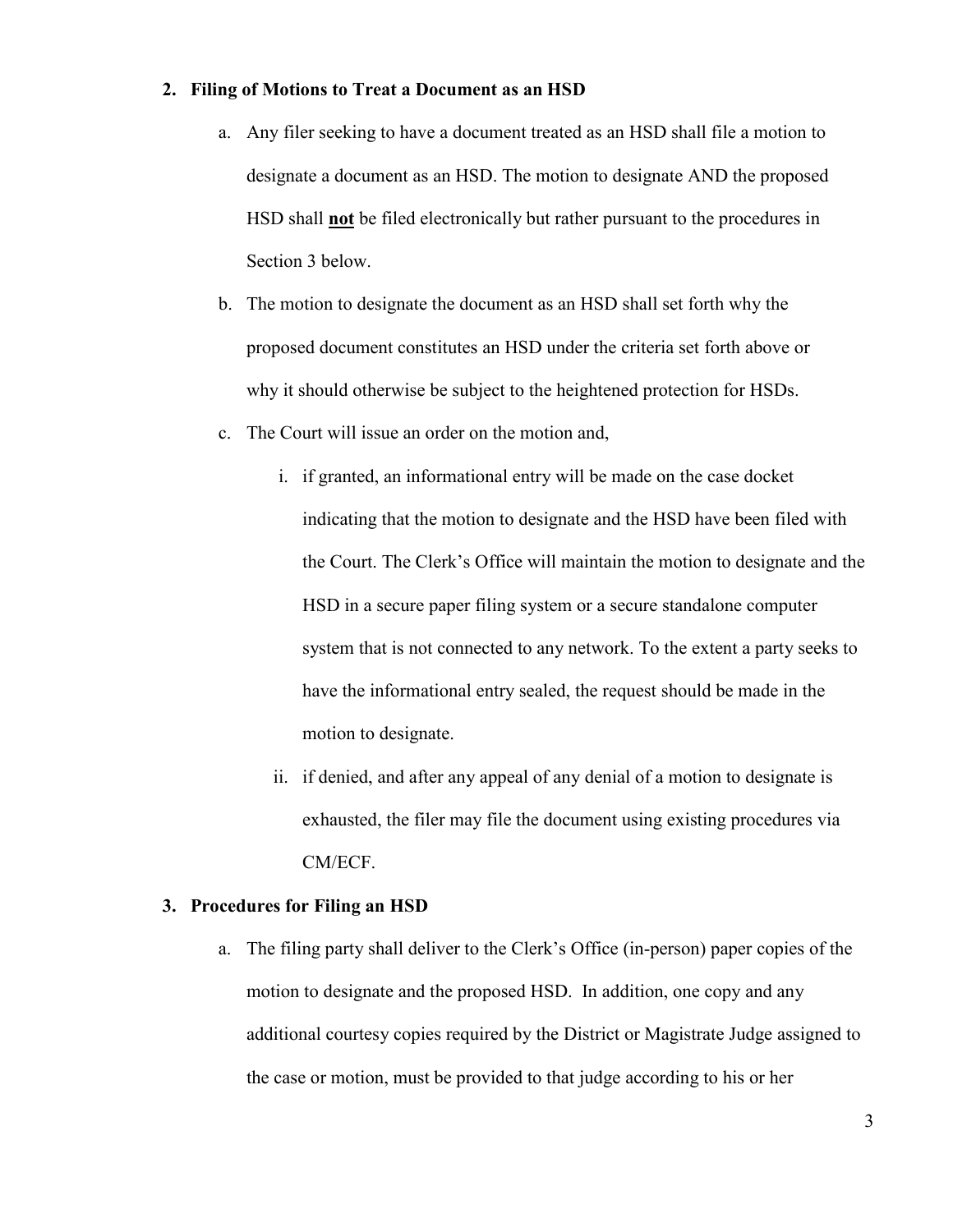## 2. Filing of Motions to Treat a Document as an HSD

a. Any filer seeking to have a document treated as an HSD shall file a motion to designate a document as an HSD. The motion to designate AND the proposed HSD shall **not** be filed electronically but rather pursuant to the procedures in Section 3 below.

b. The motion to designate the document as an HSD shall set forth why the proposed document constitutes an HSD under the criteria set forth above or why it should otherwise be subject to the heightened protection for HSDs.

c. The Court will issue an order on the motion and,

   i. if granted, an informational entry will be made on the case docket indicating that the motion to designate and the HSD have been filed with the Court. The Clerk's Office will maintain the motion to designate and the HSD in a secure paper filing system or a secure standalone computer system that is not connected to any network. To the extent a party seeks to have the informational entry sealed, the request should be made in the motion to designate.

   ii. if denied, and after any appeal of any denial of a motion to designate is exhausted, the filer may file the document using existing procedures via CM/ECF.

## 3. Procedures for Filing an HSD

a. The filing party shall deliver to the Clerk's Office (in-person) paper copies of the motion to designate and the proposed HSD. In addition, one copy and any additional courtesy copies required by the District or Magistrate Judge assigned to the case or motion, must be provided to that judge according to his or her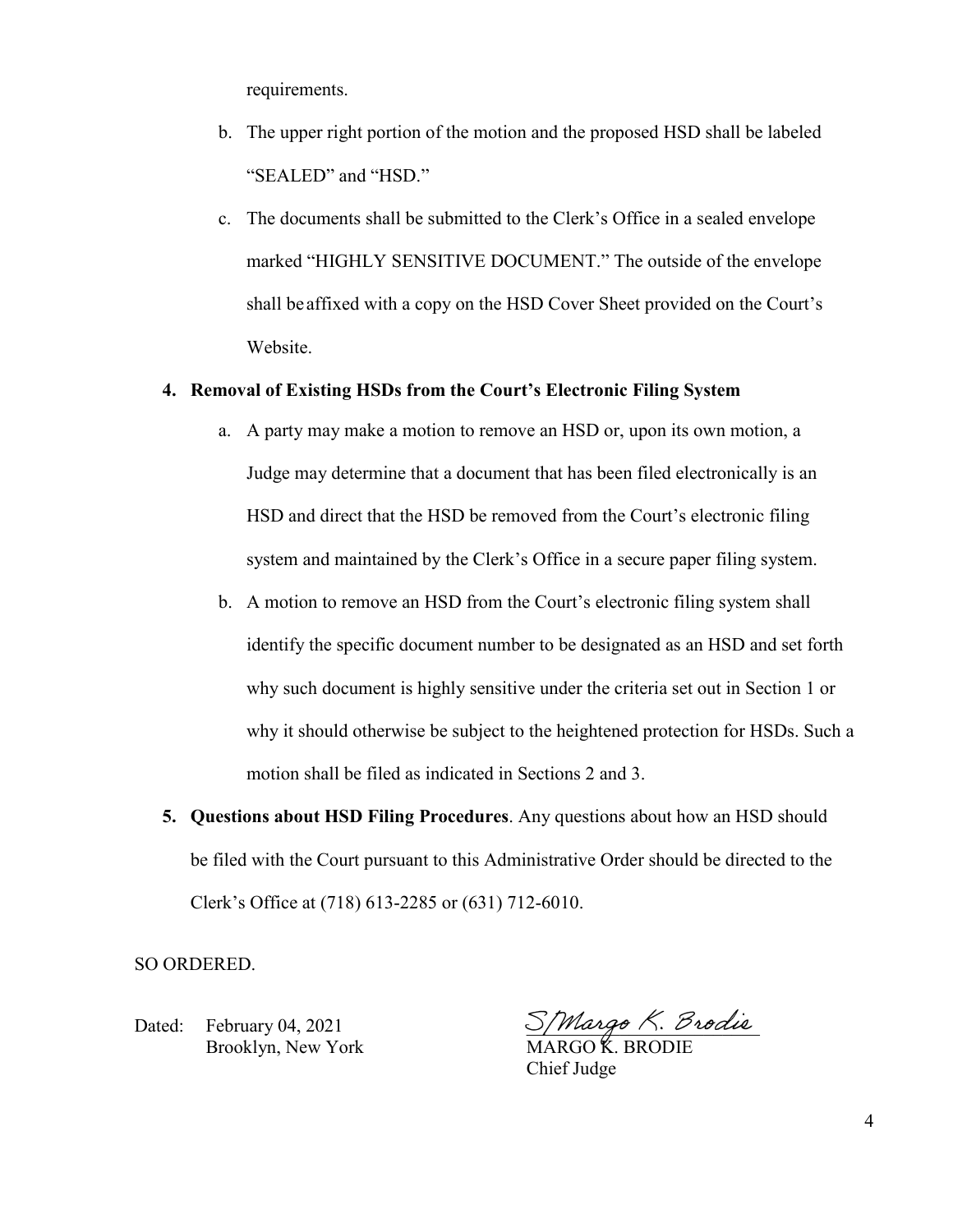requirements.

b. The upper right portion of the motion and the proposed HSD shall be labeled "SEALED" and "HSD."

c. The documents shall be submitted to the Clerk's Office in a sealed envelope marked "HIGHLY SENSITIVE DOCUMENT." The outside of the envelope shall be affixed with a copy on the HSD Cover Sheet provided on the Court's Website.

**4. Removal of Existing HSDs from the Court's Electronic Filing System**

a. A party may make a motion to remove an HSD or, upon its own motion, a Judge may determine that a document that has been filed electronically is an HSD and direct that the HSD be removed from the Court's electronic filing system and maintained by the Clerk's Office in a secure paper filing system.

b. A motion to remove an HSD from the Court's electronic filing system shall identify the specific document number to be designated as an HSD and set forth why such document is highly sensitive under the criteria set out in Section 1 or why it should otherwise be subject to the heightened protection for HSDs. Such a motion shall be filed as indicated in Sections 2 and 3.

**5. Questions about HSD Filing Procedures**. Any questions about how an HSD should be filed with the Court pursuant to this Administrative Order should be directed to the Clerk's Office at (718) 613-2285 or (631) 712-6010.

SO ORDERED.

Dated: February 04, 2021
Brooklyn, New York

S/Margo K. Brodie
MARGO K. BRODIE
Chief Judge